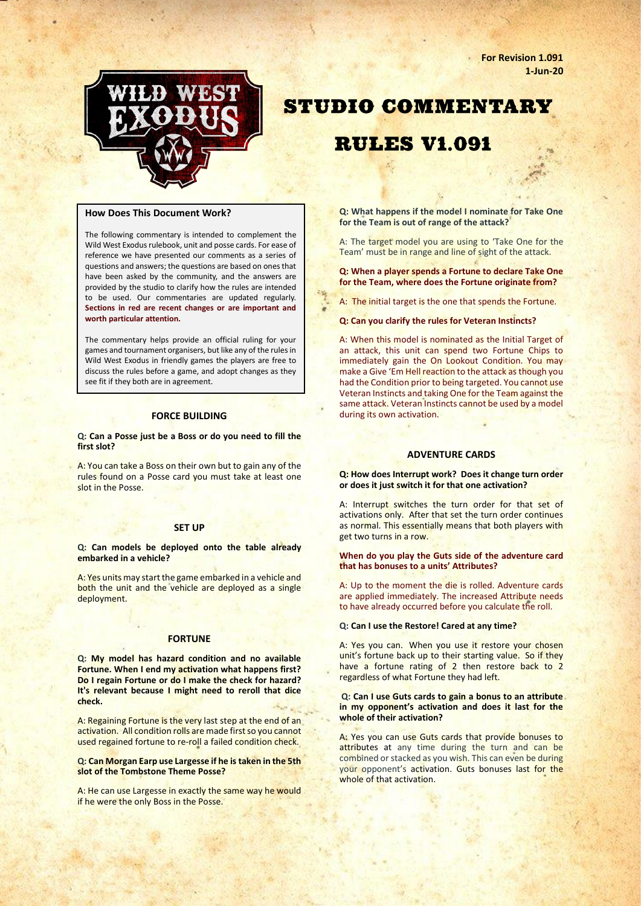For Revision 1.091
1-Jun-20

# STUDIO COMMENTARY

# RULES V1.091

### How Does This Document Work?

The following commentary is intended to complement the Wild West Exodus rulebook, unit and posse cards. For ease of reference we have presented our comments as a series of questions and answers; the questions are based on ones that have been asked by the community, and the answers are provided by the studio to clarify how the rules are intended to be used. Our commentaries are updated regularly. **Sections in red are recent changes or are important and worth particular attention.**

The commentary helps provide an official ruling for your games and tournament organisers, but like any of the rules in Wild West Exodus in friendly games the players are free to discuss the rules before a game, and adopt changes as they see fit if they both are in agreement.

## FORCE BUILDING

**Q: Can a Posse just be a Boss or do you need to fill the first slot?**

A: You can take a Boss on their own but to gain any of the rules found on a Posse card you must take at least one slot in the Posse.

## SET UP

**Q: Can models be deployed onto the table already embarked in a vehicle?**

A: Yes units may start the game embarked in a vehicle and both the unit and the vehicle are deployed as a single deployment.

## FORTUNE

**Q: My model has hazard condition and no available Fortune. When I end my activation what happens first? Do I regain Fortune or do I make the check for hazard? It's relevant because I might need to reroll that dice check.**

A: Regaining Fortune is the very last step at the end of an activation. All condition rolls are made first so you cannot used regained fortune to re-roll a failed condition check.

**Q: Can Morgan Earp use Largesse if he is taken in the 5th slot of the Tombstone Theme Posse?**

A: He can use Largesse in exactly the same way he would if he were the only Boss in the Posse.

**Q: What happens if the model I nominate for Take One for the Team is out of range of the attack?**

A: The target model you are using to 'Take One for the Team' must be in range and line of sight of the attack.

**Q: When a player spends a Fortune to declare Take One for the Team, where does the Fortune originate from?**

A: The initial target is the one that spends the Fortune.

**Q: Can you clarify the rules for Veteran Instincts?**

A: When this model is nominated as the Initial Target of an attack, this unit can spend two Fortune Chips to immediately gain the On Lookout Condition. You may make a Give 'Em Hell reaction to the attack as though you had the Condition prior to being targeted. You cannot use Veteran Instincts and taking One for the Team against the same attack. Veteran Instincts cannot be used by a model during its own activation.

## ADVENTURE CARDS

**Q: How does Interrupt work? Does it change turn order or does it just switch it for that one activation?**

A: Interrupt switches the turn order for that set of activations only. After that set the turn order continues as normal. This essentially means that both players with get two turns in a row.

**When do you play the Guts side of the adventure card that has bonuses to a units' Attributes?**

A: Up to the moment the die is rolled. Adventure cards are applied immediately. The increased Attribute needs to have already occurred before you calculate the roll.

**Q: Can I use the Restore! Cared at any time?**

A: Yes you can. When you use it restore your chosen unit's fortune back up to their starting value. So if they have a fortune rating of 2 then restore back to 2 regardless of what Fortune they had left.

**Q: Can I use Guts cards to gain a bonus to an attribute in my opponent's activation and does it last for the whole of their activation?**

A: Yes you can use Guts cards that provide bonuses to attributes at any time during the turn and can be combined or stacked as you wish. This can even be during your opponent's activation. Guts bonuses last for the whole of that activation.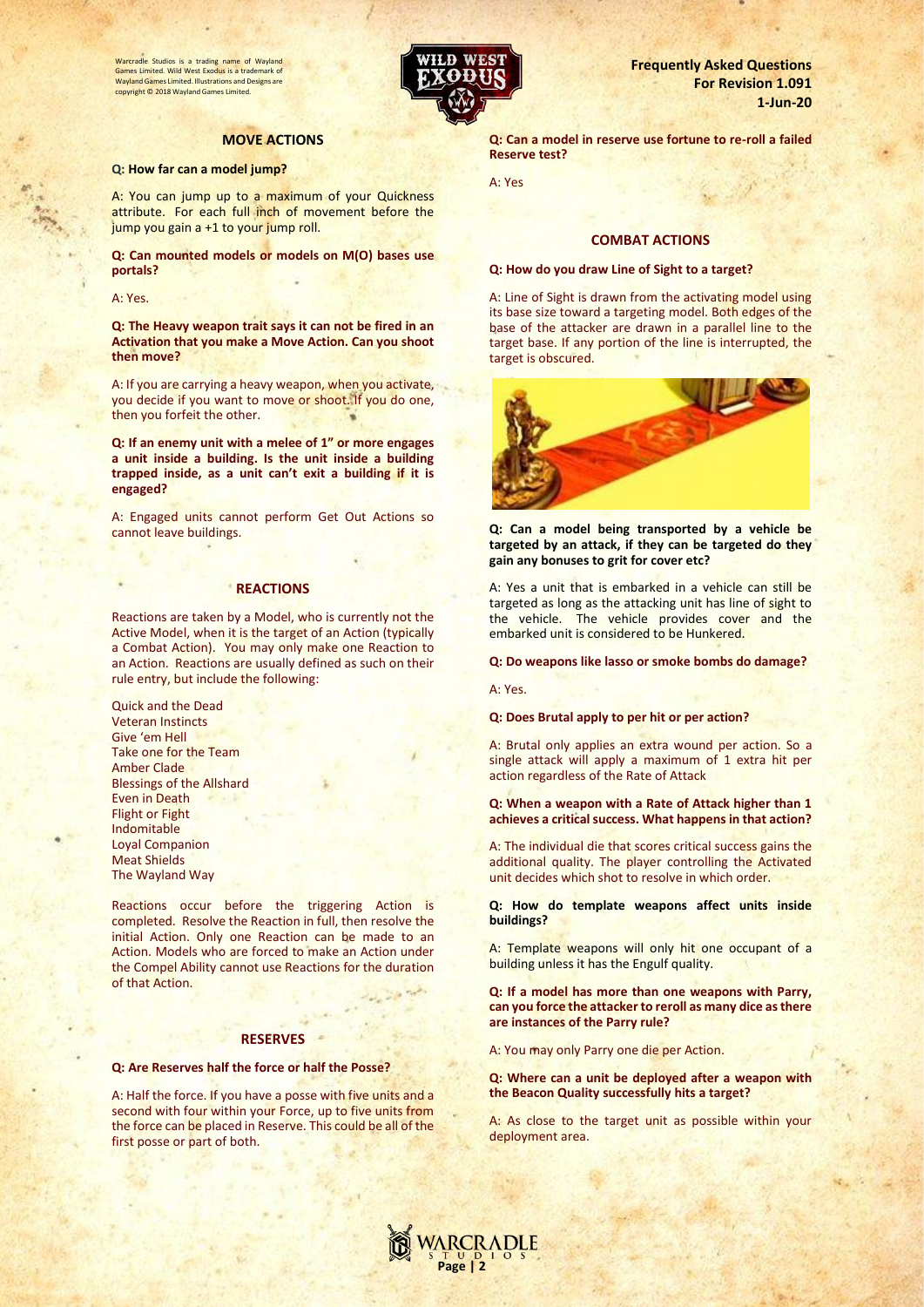## MOVE ACTIONS

**Q: How far can a model jump?**

A: You can jump up to a maximum of your Quickness attribute. For each full inch of movement before the jump you gain a +1 to your jump roll.

**Q: Can mounted models or models on M(O) bases use portals?**

A: Yes.

**Q: The Heavy weapon trait says it can not be fired in an Activation that you make a Move Action. Can you shoot then move?**

A: If you are carrying a heavy weapon, when you activate, you decide if you want to move or shoot. If you do one, then you forfeit the other.

**Q: If an enemy unit with a melee of 1" or more engages a unit inside a building. Is the unit inside a building trapped inside, as a unit can't exit a building if it is engaged?**

A: Engaged units cannot perform Get Out Actions so cannot leave buildings.

## REACTIONS

Reactions are taken by a Model, who is currently not the Active Model, when it is the target of an Action (typically a Combat Action). You may only make one Reaction to an Action. Reactions are usually defined as such on their rule entry, but include the following:

Quick and the Dead
Veteran Instincts
Give 'em Hell
Take one for the Team
Amber Clade
Blessings of the Allshard
Even in Death
Flight or Fight
Indomitable
Loyal Companion
Meat Shields
The Wayland Way

Reactions occur before the triggering Action is completed. Resolve the Reaction in full, then resolve the initial Action. Only one Reaction can be made to an Action. Models who are forced to make an Action under the Compel Ability cannot use Reactions for the duration of that Action.

## RESERVES

**Q: Are Reserves half the force or half the Posse?**

A: Half the force. If you have a posse with five units and a second with four within your Force, up to five units from the force can be placed in Reserve. This could be all of the first posse or part of both.

**Q: Can a model in reserve use fortune to re-roll a failed Reserve test?**

A: Yes

## COMBAT ACTIONS

**Q: How do you draw Line of Sight to a target?**

A: Line of Sight is drawn from the activating model using its base size toward a targeting model. Both edges of the base of the attacker are drawn in a parallel line to the target base. If any portion of the line is interrupted, the target is obscured.

**Q: Can a model being transported by a vehicle be targeted by an attack, if they can be targeted do they gain any bonuses to grit for cover etc?**

A: Yes a unit that is embarked in a vehicle can still be targeted as long as the attacking unit has line of sight to the vehicle. The vehicle provides cover and the embarked unit is considered to be Hunkered.

**Q: Do weapons like lasso or smoke bombs do damage?**

A: Yes.

**Q: Does Brutal apply to per hit or per action?**

A: Brutal only applies an extra wound per action. So a single attack will apply a maximum of 1 extra hit per action regardless of the Rate of Attack

**Q: When a weapon with a Rate of Attack higher than 1 achieves a critical success. What happens in that action?**

A: The individual die that scores critical success gains the additional quality. The player controlling the Activated unit decides which shot to resolve in which order.

**Q: How do template weapons affect units inside buildings?**

A: Template weapons will only hit one occupant of a building unless it has the Engulf quality.

**Q: If a model has more than one weapons with Parry, can you force the attacker to reroll as many dice as there are instances of the Parry rule?**

A: You may only Parry one die per Action.

**Q: Where can a unit be deployed after a weapon with the Beacon Quality successfully hits a target?**

A: As close to the target unit as possible within your deployment area.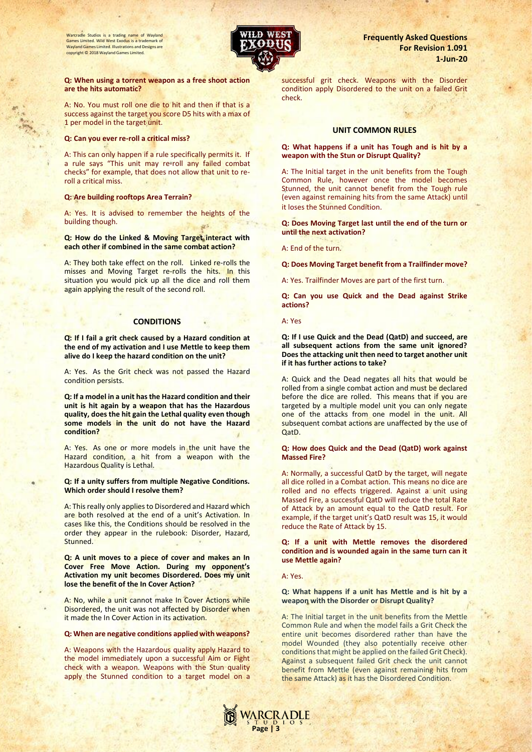**Q: When using a torrent weapon as a free shoot action are the hits automatic?**

A: No. You must roll one die to hit and then if that is a success against the target you score D5 hits with a max of 1 per model in the target unit.

**Q: Can you ever re-roll a critical miss?**

A: This can only happen if a rule specifically permits it. If a rule says "This unit may re-roll any failed combat checks" for example, that does not allow that unit to re-roll a critical miss.

**Q: Are building rooftops Area Terrain?**

A: Yes. It is advised to remember the heights of the building though.

**Q: How do the Linked & Moving Target interact with each other if combined in the same combat action?**

A: They both take effect on the roll. Linked re-rolls the misses and Moving Target re-rolls the hits. In this situation you would pick up all the dice and roll them again applying the result of the second roll.

## CONDITIONS

**Q: If I fail a grit check caused by a Hazard condition at the end of my activation and I use Mettle to keep them alive do I keep the hazard condition on the unit?**

A: Yes. As the Grit check was not passed the Hazard condition persists.

**Q: If a model in a unit has the Hazard condition and their unit is hit again by a weapon that has the Hazardous quality, does the hit gain the Lethal quality even though some models in the unit do not have the Hazard condition?**

A: Yes. As one or more models in the unit have the Hazard condition, a hit from a weapon with the Hazardous Quality is Lethal.

**Q: If a unity suffers from multiple Negative Conditions. Which order should I resolve them?**

A: This really only applies to Disordered and Hazard which are both resolved at the end of a unit's Activation. In cases like this, the Conditions should be resolved in the order they appear in the rulebook: Disorder, Hazard, Stunned.

**Q: A unit moves to a piece of cover and makes an In Cover Free Move Action. During my opponent's Activation my unit becomes Disordered. Does my unit lose the benefit of the In Cover Action?**

A: No, while a unit cannot make In Cover Actions while Disordered, the unit was not affected by Disorder when it made the In Cover Action in its activation.

**Q: When are negative conditions applied with weapons?**

A: Weapons with the Hazardous quality apply Hazard to the model immediately upon a successful Aim or Fight check with a weapon. Weapons with the Stun quality apply the Stunned condition to a target model on a successful grit check. Weapons with the Disorder condition apply Disordered to the unit on a failed Grit check.

## UNIT COMMON RULES

**Q: What happens if a unit has Tough and is hit by a weapon with the Stun or Disrupt Quality?**

A: The Initial target in the unit benefits from the Tough Common Rule, however once the model becomes Stunned, the unit cannot benefit from the Tough rule (even against remaining hits from the same Attack) until it loses the Stunned Condition.

**Q: Does Moving Target last until the end of the turn or until the next activation?**

A: End of the turn.

**Q: Does Moving Target benefit from a Trailfinder move?**

A: Yes. Trailfinder Moves are part of the first turn.

**Q: Can you use Quick and the Dead against Strike actions?**

A: Yes

**Q: If I use Quick and the Dead (QatD) and succeed, are all subsequent actions from the same unit ignored? Does the attacking unit then need to target another unit if it has further actions to take?**

A: Quick and the Dead negates all hits that would be rolled from a single combat action and must be declared before the dice are rolled. This means that if you are targeted by a multiple model unit you can only negate one of the attacks from one model in the unit. All subsequent combat actions are unaffected by the use of QatD.

**Q: How does Quick and the Dead (QatD) work against Massed Fire?**

A: Normally, a successful QatD by the target, will negate all dice rolled in a Combat action. This means no dice are rolled and no effects triggered. Against a unit using Massed Fire, a successful QatD will reduce the total Rate of Attack by an amount equal to the QatD result. For example, if the target unit's QatD result was 15, it would reduce the Rate of Attack by 15.

**Q: If a unit with Mettle removes the disordered condition and is wounded again in the same turn can it use Mettle again?**

A: Yes.

**Q: What happens if a unit has Mettle and is hit by a weapon with the Disorder or Disrupt Quality?**

A: The Initial target in the unit benefits from the Mettle Common Rule and when the model fails a Grit Check the entire unit becomes disordered rather than have the model Wounded (they also potentially receive other conditions that might be applied on the failed Grit Check). Against a subsequent failed Grit check the unit cannot benefit from Mettle (even against remaining hits from the same Attack) as it has the Disordered Condition.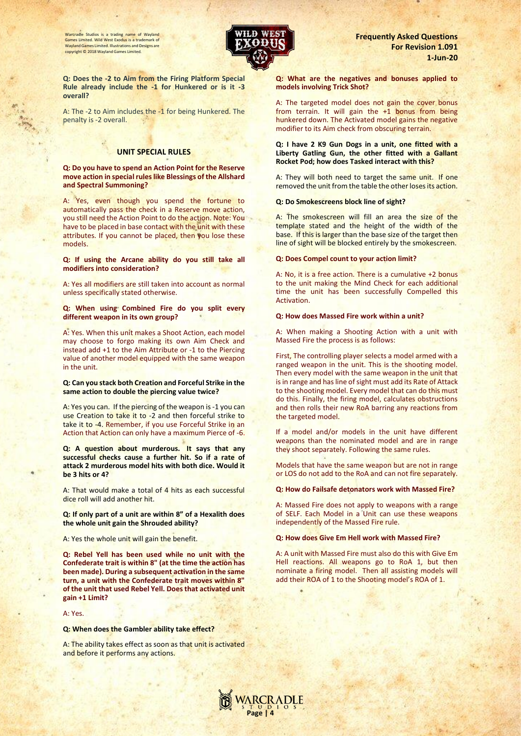**Q: Does the -2 to Aim from the Firing Platform Special Rule already include the -1 for Hunkered or is it -3 overall?**

A: The -2 to Aim includes the -1 for being Hunkered. The penalty is -2 overall.

## UNIT SPECIAL RULES

**Q: Do you have to spend an Action Point for the Reserve move action in special rules like Blessings of the Allshard and Spectral Summoning?**

A: Yes, even though you spend the fortune to automatically pass the check in a Reserve move action, you still need the Action Point to do the action. Note: You have to be placed in base contact with the unit with these attributes. If you cannot be placed, then you lose these models.

**Q: If using the Arcane ability do you still take all modifiers into consideration?**

A: Yes all modifiers are still taken into account as normal unless specifically stated otherwise.

**Q: When using Combined Fire do you split every different weapon in its own group?**

A: Yes. When this unit makes a Shoot Action, each model may choose to forgo making its own Aim Check and instead add +1 to the Aim Attribute or -1 to the Piercing value of another model equipped with the same weapon in the unit.

**Q: Can you stack both Creation and Forceful Strike in the same action to double the piercing value twice?**

A: Yes you can. If the piercing of the weapon is -1 you can use Creation to take it to -2 and then forceful strike to take it to -4. Remember, if you use Forceful Strike in an Action that Action can only have a maximum Pierce of -6.

**Q: A question about murderous. It says that any successful checks cause a further hit. So if a rate of attack 2 murderous model hits with both dice. Would it be 3 hits or 4?**

A: That would make a total of 4 hits as each successful dice roll will add another hit.

**Q: If only part of a unit are within 8" of a Hexalith does the whole unit gain the Shrouded ability?**

A: Yes the whole unit will gain the benefit.

**Q: Rebel Yell has been used while no unit with the Confederate trait is within 8" (at the time the action has been made). During a subsequent activation in the same turn, a unit with the Confederate trait moves within 8" of the unit that used Rebel Yell. Does that activated unit gain +1 Limit?**

A: Yes.

**Q: When does the Gambler ability take effect?**

A: The ability takes effect as soon as that unit is activated and before it performs any actions.

**Q: What are the negatives and bonuses applied to models involving Trick Shot?**

A: The targeted model does not gain the cover bonus from terrain. It will gain the +1 bonus from being hunkered down. The Activated model gains the negative modifier to its Aim check from obscuring terrain.

**Q: I have 2 K9 Gun Dogs in a unit, one fitted with a Liberty Gatling Gun, the other fitted with a Gallant Rocket Pod; how does Tasked interact with this?**

A: They will both need to target the same unit. If one removed the unit from the table the other loses its action.

**Q: Do Smokescreens block line of sight?**

A: The smokescreen will fill an area the size of the template stated and the height of the width of the base. If this is larger than the base size of the target then line of sight will be blocked entirely by the smokescreen.

**Q: Does Compel count to your action limit?**

A: No, it is a free action. There is a cumulative +2 bonus to the unit making the Mind Check for each additional time the unit has been successfully Compelled this Activation.

**Q: How does Massed Fire work within a unit?**

A: When making a Shooting Action with a unit with Massed Fire the process is as follows:

First, The controlling player selects a model armed with a ranged weapon in the unit. This is the shooting model. Then every model with the same weapon in the unit that is in range and has line of sight must add its Rate of Attack to the shooting model. Every model that can do this must do this. Finally, the firing model, calculates obstructions and then rolls their new RoA barring any reactions from the targeted model.

If a model and/or models in the unit have different weapons than the nominated model and are in range they shoot separately. Following the same rules.

Models that have the same weapon but are not in range or LOS do not add to the RoA and can not fire separately.

**Q: How do Failsafe detonators work with Massed Fire?**

A: Massed Fire does not apply to weapons with a range of SELF. Each Model in a Unit can use these weapons independently of the Massed Fire rule.

**Q: How does Give Em Hell work with Massed Fire?**

A: A unit with Massed Fire must also do this with Give Em Hell reactions. All weapons go to RoA 1, but then nominate a firing model. Then all assisting models will add their ROA of 1 to the Shooting model's ROA of 1.